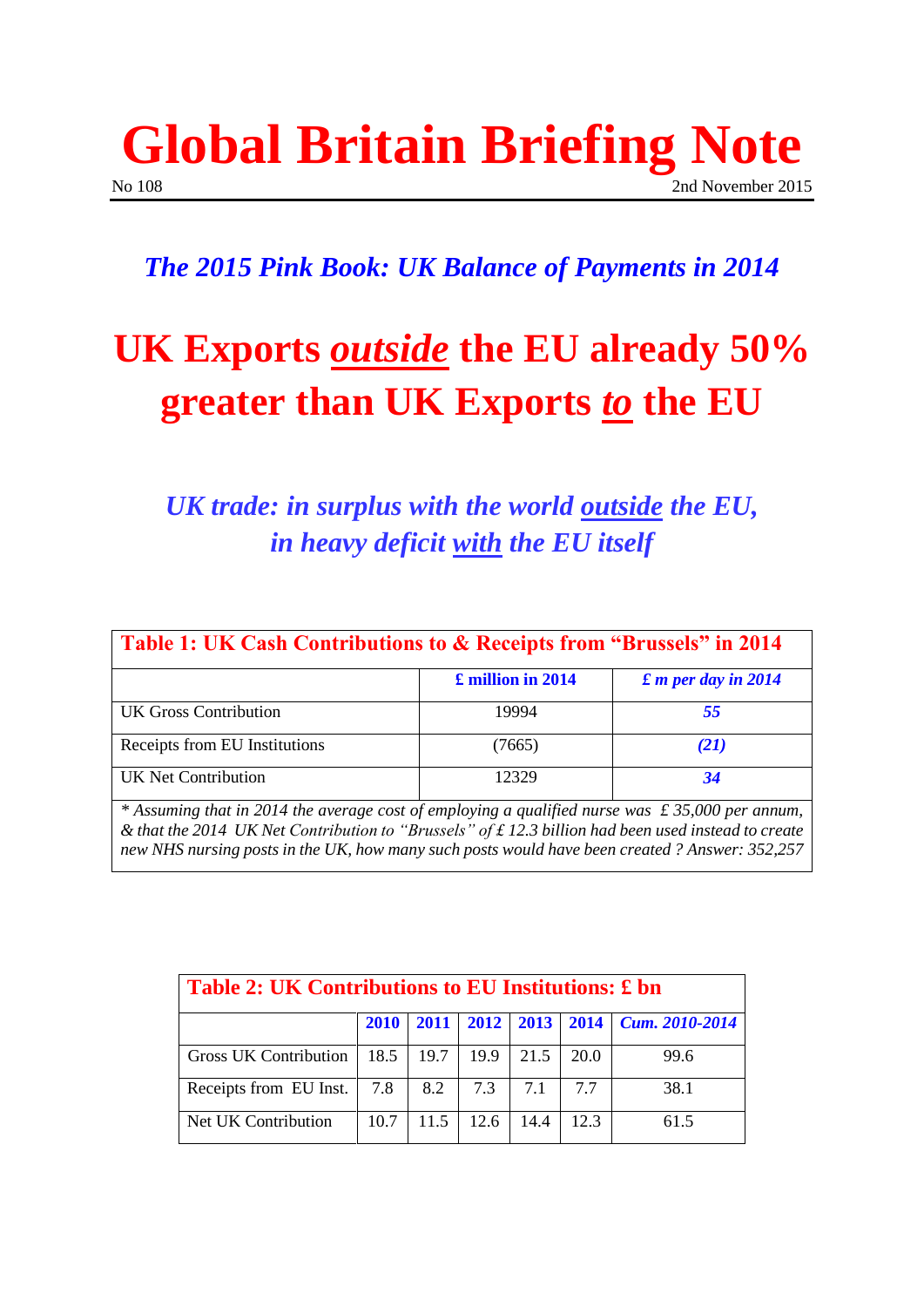# Global Britain Briefing Note

No 108 2nd November 2015

## *The 2015 Pink Book: UK Balance of Payments in 2014*

# UK Exports *outside* the EU already 50% greater than UK Exports *to* the EU

## *UK trade: in surplus with the world outside the EU, in heavy deficit with the EU itself*

| **Table 1: UK Cash Contributions to & Receipts from "Brussels" in 2014** | | |
|---|---|---|
| | **£ million in 2014** | ***£ m per day in 2014*** |
| UK Gross Contribution | 19994 | ***55*** |
| Receipts from EU Institutions | (7665) | ***(21)*** |
| UK Net Contribution | 12329 | ***34*** |

*\* Assuming that in 2014 the average cost of employing a qualified nurse was £ 35,000 per annum, & that the 2014 UK Net Contribution to "Brussels" of £ 12.3 billion had been used instead to create new NHS nursing posts in the UK, how many such posts would have been created ? Answer: 352,257*

| **Table 2: UK Contributions to EU Institutions: £ bn** | | | | | | |
|---|---|---|---|---|---|---|
| | **2010** | **2011** | **2012** | **2013** | **2014** | ***Cum. 2010-2014*** |
| Gross UK Contribution | 18.5 | 19.7 | 19.9 | 21.5 | 20.0 | 99.6 |
| Receipts from EU Inst. | 7.8 | 8.2 | 7.3 | 7.1 | 7.7 | 38.1 |
| Net UK Contribution | 10.7 | 11.5 | 12.6 | 14.4 | 12.3 | 61.5 |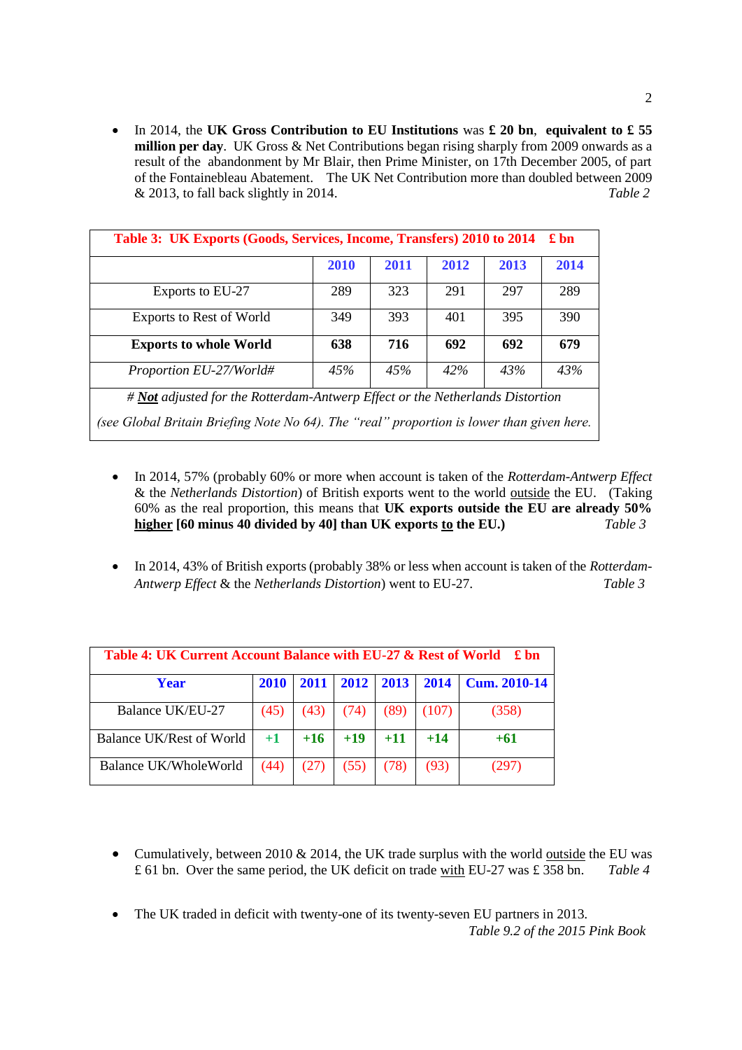- In 2014, the **UK Gross Contribution to EU Institutions** was **£ 20 bn**, **equivalent to £ 55 million per day**. UK Gross & Net Contributions began rising sharply from 2009 onwards as a result of the abandonment by Mr Blair, then Prime Minister, on 17th December 2005, of part of the Fontainebleau Abatement. The UK Net Contribution more than doubled between 2009 & 2013, to fall back slightly in 2014. *Table 2*

| **Table 3: UK Exports (Goods, Services, Income, Transfers) 2010 to 2014 £ bn** | | | | | |
|---|---|---|---|---|---|
| | **2010** | **2011** | **2012** | **2013** | **2014** |
| Exports to EU-27 | 289 | 323 | 291 | 297 | 289 |
| Exports to Rest of World | 349 | 393 | 401 | 395 | 390 |
| **Exports to whole World** | **638** | **716** | **692** | **692** | **679** |
| *Proportion EU-27/World#* | *45%* | *45%* | *42%* | *43%* | *43%* |

*# **Not** adjusted for the Rotterdam-Antwerp Effect or the Netherlands Distortion (see Global Britain Briefing Note No 64). The "real" proportion is lower than given here.*

- In 2014, 57% (probably 60% or more when account is taken of the *Rotterdam-Antwerp Effect* & the *Netherlands Distortion*) of British exports went to the world outside the EU. (Taking 60% as the real proportion, this means that **UK exports outside the EU are already 50% higher [60 minus 40 divided by 40] than UK exports to the EU.)** *Table 3*

- In 2014, 43% of British exports (probably 38% or less when account is taken of the *Rotterdam-Antwerp Effect* & the *Netherlands Distortion*) went to EU-27. *Table 3*

| **Table 4: UK Current Account Balance with EU-27 & Rest of World £ bn** | | | | | | |
|---|---|---|---|---|---|---|
| **Year** | **2010** | **2011** | **2012** | **2013** | **2014** | **Cum. 2010-14** |
| Balance UK/EU-27 | (45) | (43) | (74) | (89) | (107) | (358) |
| Balance UK/Rest of World | +1 | +16 | +19 | +11 | +14 | +61 |
| Balance UK/WholeWorld | (44) | (27) | (55) | (78) | (93) | (297) |

- Cumulatively, between 2010 & 2014, the UK trade surplus with the world outside the EU was £ 61 bn. Over the same period, the UK deficit on trade with EU-27 was £ 358 bn. *Table 4*

- The UK traded in deficit with twenty-one of its twenty-seven EU partners in 2013. *Table 9.2 of the 2015 Pink Book*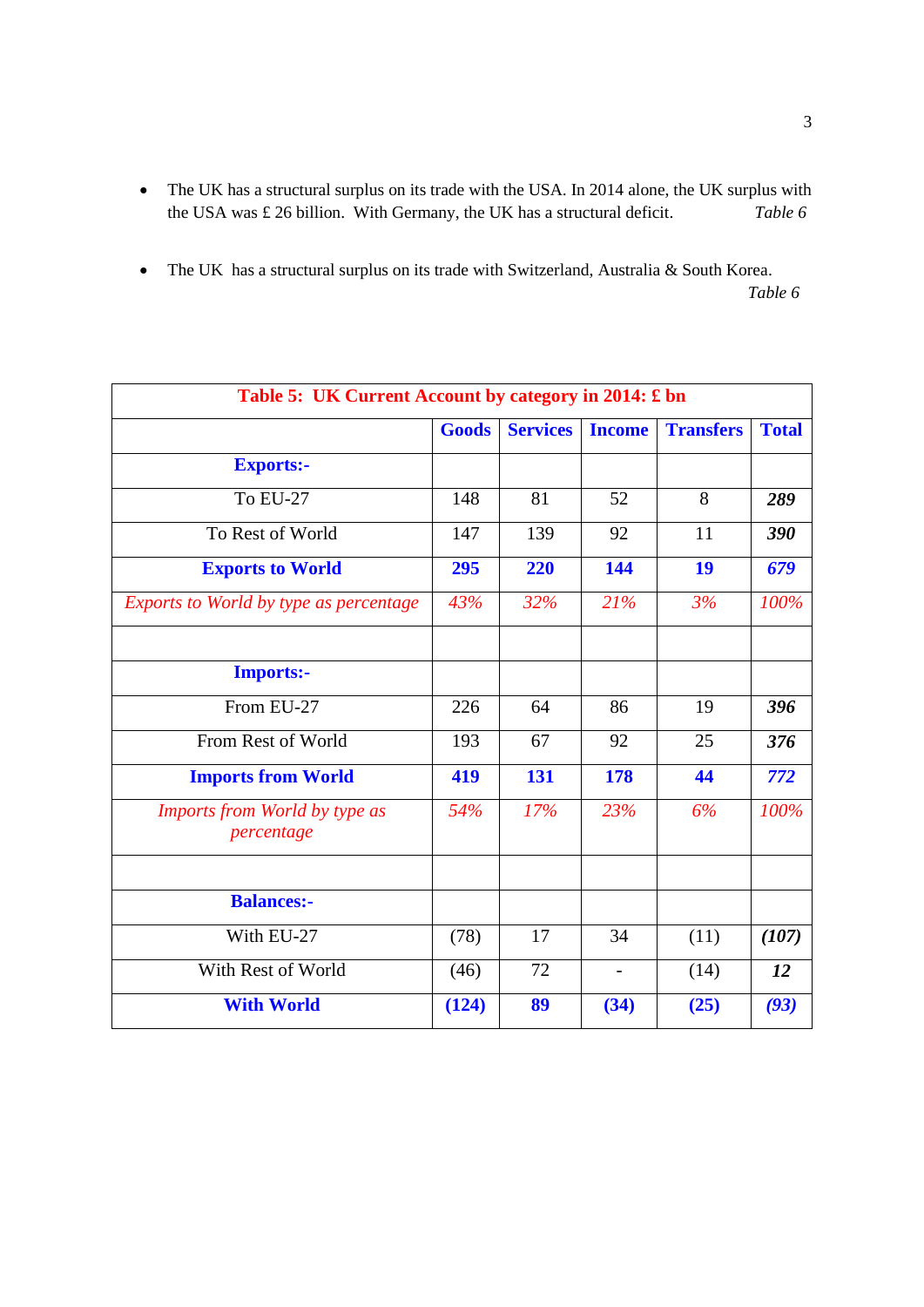- The UK has a structural surplus on its trade with the USA. In 2014 alone, the UK surplus with the USA was £ 26 billion. With Germany, the UK has a structural deficit. *Table 6*

- The UK has a structural surplus on its trade with Switzerland, Australia & South Korea. *Table 6*

| **Table 5: UK Current Account by category in 2014: £ bn** | | | | | |
|---|---|---|---|---|---|
| | **Goods** | **Services** | **Income** | **Transfers** | **Total** |
| **Exports:-** | | | | | |
| To EU-27 | 148 | 81 | 52 | 8 | ***289*** |
| To Rest of World | 147 | 139 | 92 | 11 | ***390*** |
| **Exports to World** | **295** | **220** | **144** | **19** | ***679*** |
| *Exports to World by type as percentage* | *43%* | *32%* | *21%* | *3%* | *100%* |
| | | | | | |
| **Imports:-** | | | | | |
| From EU-27 | 226 | 64 | 86 | 19 | ***396*** |
| From Rest of World | 193 | 67 | 92 | 25 | ***376*** |
| **Imports from World** | **419** | **131** | **178** | **44** | ***772*** |
| *Imports from World by type as percentage* | *54%* | *17%* | *23%* | *6%* | *100%* |
| | | | | | |
| **Balances:-** | | | | | |
| With EU-27 | (78) | 17 | 34 | (11) | ***(107)*** |
| With Rest of World | (46) | 72 | - | (14) | ***12*** |
| **With World** | **(124)** | **89** | **(34)** | **(25)** | ***(93)*** |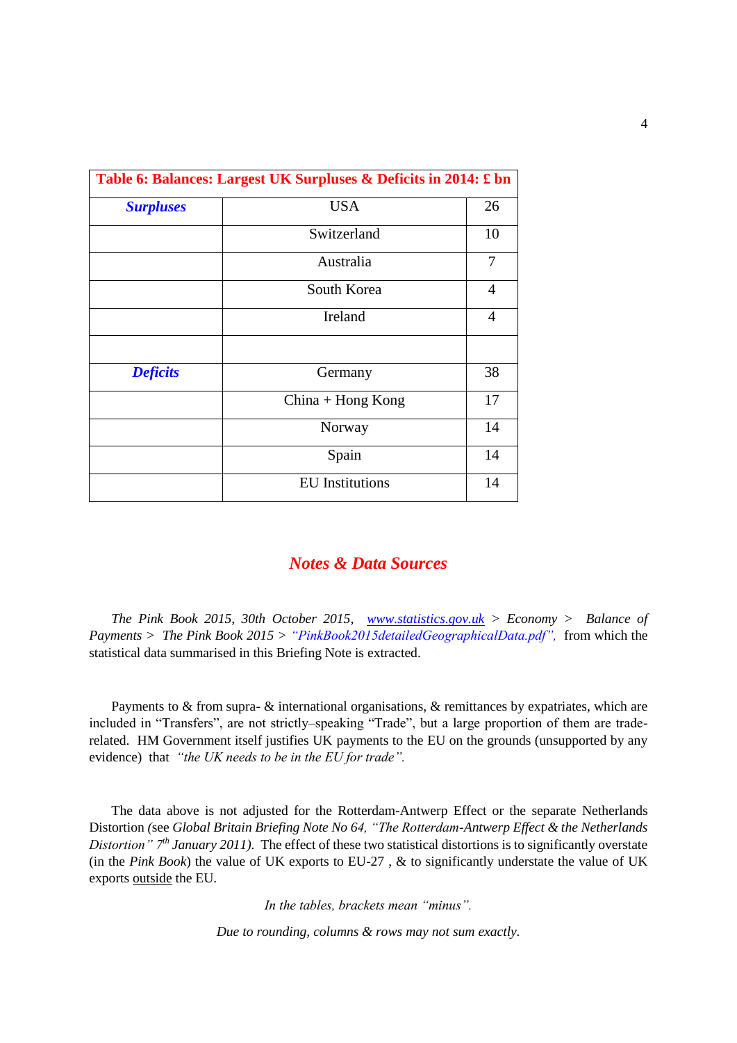| Table 6: Balances: Largest UK Surpluses & Deficits in 2014: £ bn | | |
|---|---|---|
| ***Surpluses*** | USA | 26 |
| | Switzerland | 10 |
| | Australia | 7 |
| | South Korea | 4 |
| | Ireland | 4 |
| | | |
| ***Deficits*** | Germany | 38 |
| | China + Hong Kong | 17 |
| | Norway | 14 |
| | Spain | 14 |
| | EU Institutions | 14 |

## *Notes & Data Sources*

*The Pink Book 2015, 30th October 2015*, www.statistics.gov.uk > *Economy* > *Balance of Payments* > *The Pink Book 2015* > *"PinkBook2015detailedGeographicalData.pdf"*, from which the statistical data summarised in this Briefing Note is extracted.

Payments to & from supra- & international organisations, & remittances by expatriates, which are included in "Transfers", are not strictly–speaking "Trade", but a large proportion of them are trade-related. HM Government itself justifies UK payments to the EU on the grounds (unsupported by any evidence) that *"the UK needs to be in the EU for trade".*

The data above is not adjusted for the Rotterdam-Antwerp Effect or the separate Netherlands Distortion *(*see *Global Britain Briefing Note No 64, "The Rotterdam-Antwerp Effect & the Netherlands Distortion" 7th January 2011).* The effect of these two statistical distortions is to significantly overstate (in the *Pink Book*) the value of UK exports to EU-27 , & to significantly understate the value of UK exports outside the EU.

*In the tables, brackets mean "minus".*

*Due to rounding, columns & rows may not sum exactly.*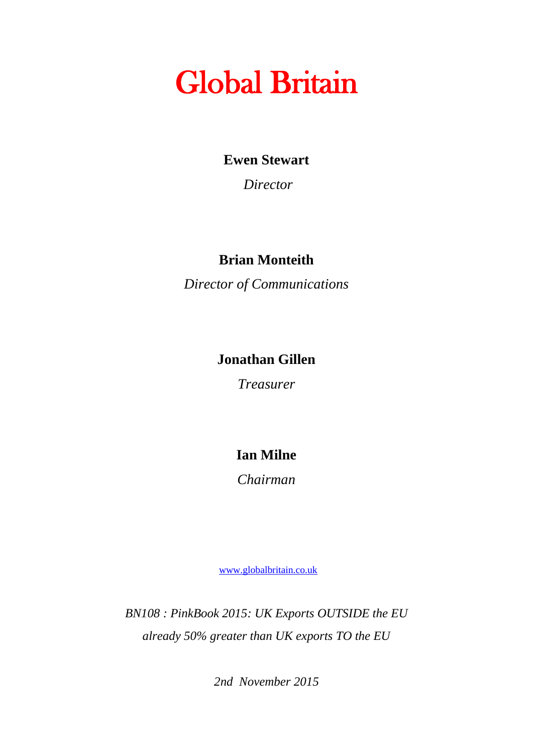# Global Britain

**Ewen Stewart**

*Director*

**Brian Monteith**

*Director of Communications*

**Jonathan Gillen**

*Treasurer*

**Ian Milne**

*Chairman*

[www.globalbritain.co.uk](http://www.globalbritain.co.uk)

*BN108 : PinkBook 2015: UK Exports OUTSIDE the EU already 50% greater than UK exports TO the EU*

*2nd November 2015*